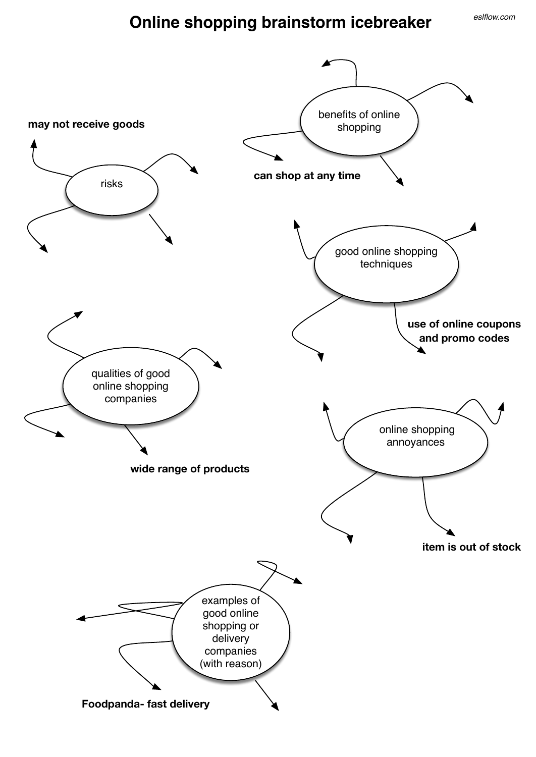# Online shopping brainstorm icebreaker

eslflow.com

**risks**
- may not receive goods

**benefits of online shopping**
- can shop at any time

**good online shopping techniques**
- use of online coupons and promo codes

**qualities of good online shopping companies**
- wide range of products

**online shopping annoyances**
- item is out of stock

**examples of good online shopping or delivery companies (with reason)**
- Foodpanda- fast delivery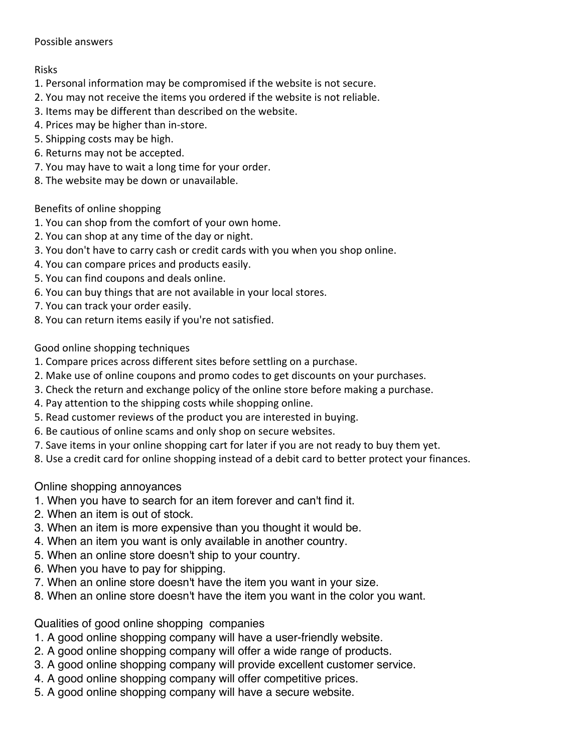Possible answers

Risks

1. Personal information may be compromised if the website is not secure.
2. You may not receive the items you ordered if the website is not reliable.
3. Items may be different than described on the website.
4. Prices may be higher than in-store.
5. Shipping costs may be high.
6. Returns may not be accepted.
7. You may have to wait a long time for your order.
8. The website may be down or unavailable.

Benefits of online shopping

1. You can shop from the comfort of your own home.
2. You can shop at any time of the day or night.
3. You don't have to carry cash or credit cards with you when you shop online.
4. You can compare prices and products easily.
5. You can find coupons and deals online.
6. You can buy things that are not available in your local stores.
7. You can track your order easily.
8. You can return items easily if you're not satisfied.

Good online shopping techniques

1. Compare prices across different sites before settling on a purchase.
2. Make use of online coupons and promo codes to get discounts on your purchases.
3. Check the return and exchange policy of the online store before making a purchase.
4. Pay attention to the shipping costs while shopping online.
5. Read customer reviews of the product you are interested in buying.
6. Be cautious of online scams and only shop on secure websites.
7. Save items in your online shopping cart for later if you are not ready to buy them yet.
8. Use a credit card for online shopping instead of a debit card to better protect your finances.

Online shopping annoyances

1. When you have to search for an item forever and can't find it.
2. When an item is out of stock.
3. When an item is more expensive than you thought it would be.
4. When an item you want is only available in another country.
5. When an online store doesn't ship to your country.
6. When you have to pay for shipping.
7. When an online store doesn't have the item you want in your size.
8. When an online store doesn't have the item you want in the color you want.

Qualities of good online shopping companies

1. A good online shopping company will have a user-friendly website.
2. A good online shopping company will offer a wide range of products.
3. A good online shopping company will provide excellent customer service.
4. A good online shopping company will offer competitive prices.
5. A good online shopping company will have a secure website.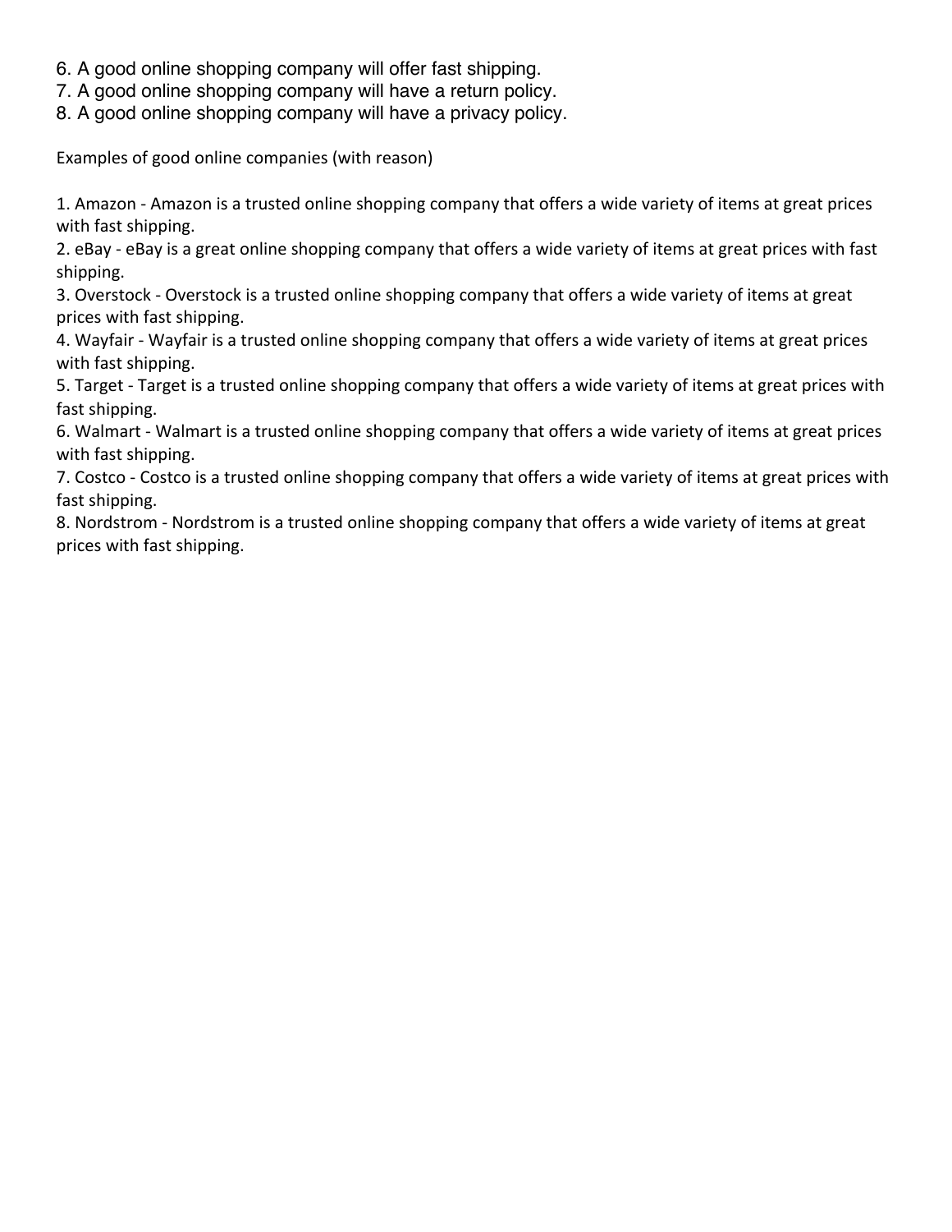6. A good online shopping company will offer fast shipping.
7. A good online shopping company will have a return policy.
8. A good online shopping company will have a privacy policy.

Examples of good online companies (with reason)

1. Amazon - Amazon is a trusted online shopping company that offers a wide variety of items at great prices with fast shipping.
2. eBay - eBay is a great online shopping company that offers a wide variety of items at great prices with fast shipping.
3. Overstock - Overstock is a trusted online shopping company that offers a wide variety of items at great prices with fast shipping.
4. Wayfair - Wayfair is a trusted online shopping company that offers a wide variety of items at great prices with fast shipping.
5. Target - Target is a trusted online shopping company that offers a wide variety of items at great prices with fast shipping.
6. Walmart - Walmart is a trusted online shopping company that offers a wide variety of items at great prices with fast shipping.
7. Costco - Costco is a trusted online shopping company that offers a wide variety of items at great prices with fast shipping.
8. Nordstrom - Nordstrom is a trusted online shopping company that offers a wide variety of items at great prices with fast shipping.